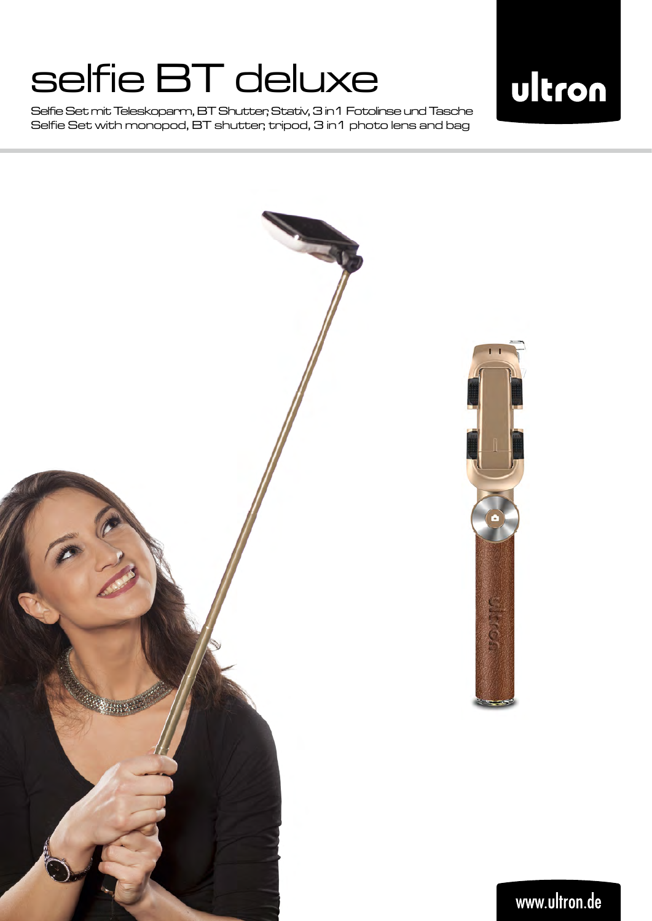# selfie BT deluxe

Selfie Set mit Teleskoparm, BT Shutter, Stativ, 3 in 1 Fotolinse und Tasche
Selfie Set with monopod, BT shutter, tripod, 3 in 1 photo lens and bag

ultron

www.ultron.de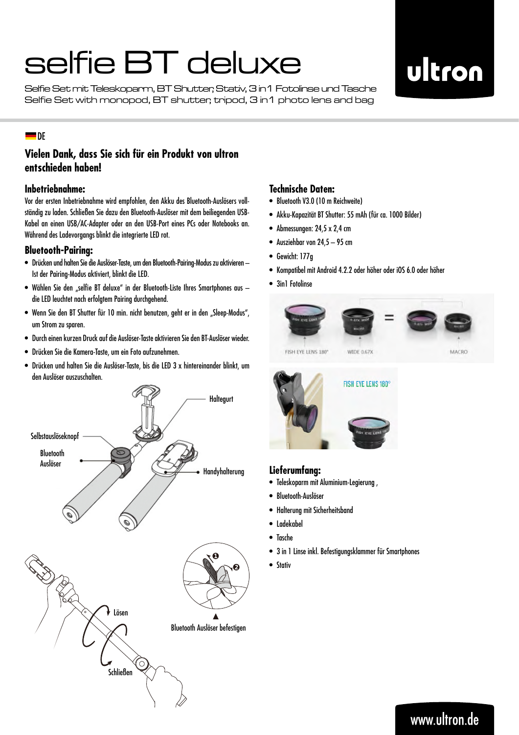# selfie BT deluxe

Selfie Set mit Teleskoparm, BT Shutter, Stativ, 3 in 1 Fotolinse und Tasche
Selfie Set with monopod, BT shutter, tripod, 3 in 1 photo lens and bag

ultron

DE

## Vielen Dank, dass Sie sich für ein Produkt von ultron entschieden haben!

### Inbetriebnahme:

Vor der ersten Inbetriebnahme wird empfohlen, den Akku des Bluetooth-Auslösers vollständig zu laden. Schließen Sie dazu den Bluetooth-Auslöser mit dem beiliegenden USB-Kabel an einen USB/AC-Adapter oder an den USB-Port eines PCs oder Notebooks an. Während des Ladevorgangs blinkt die integrierte LED rot.

### Bluetooth-Pairing:

- Drücken und halten Sie die Auslöser-Taste, um den Bluetooth-Pairing-Modus zu aktivieren – Ist der Pairing-Modus aktiviert, blinkt die LED.
- Wählen Sie den „selfie BT deluxe" in der Bluetooth-Liste Ihres Smartphones aus – die LED leuchtet nach erfolgtem Pairing durchgehend.
- Wenn Sie den BT Shutter für 10 min. nicht benutzen, geht er in den „Sleep-Modus", um Strom zu sparen.
- Durch einen kurzen Druck auf die Auslöser-Taste aktivieren Sie den BT-Auslöser wieder.
- Drücken Sie die Kamera-Taste, um ein Foto aufzunehmen.
- Drücken und halten Sie die Auslöser-Taste, bis die LED 3 x hintereinander blinkt, um den Auslöser auszuschalten.

Haltegurt

Selbstauslöseknopf

Bluetooth Auslöser

Handyhalterung

Lösen

Schließen

Bluetooth Auslöser befestigen

### Technische Daten:

- Bluetooth V3.0 (10 m Reichweite)
- Akku-Kapazität BT Shutter: 55 mAh (für ca. 1000 Bilder)
- Abmessungen: 24,5 x 2,4 cm
- Ausziehbar von 24,5 – 95 cm
- Gewicht: 177g
- Kompatibel mit Android 4.2.2 oder höher oder iOS 6.0 oder höher
- 3in1 Fotolinse

FISH EYE LENS 180°   WIDE 0.67X   MACRO

FISH EYE LENS 180°

### Lieferumfang:

- Teleskoparm mit Aluminium-Legierung ,
- Bluetooth-Auslöser
- Halterung mit Sicherheitsband
- Ladekabel
- Tasche
- 3 in 1 Linse inkl. Befestigungsklammer für Smartphones
- Stativ

www.ultron.de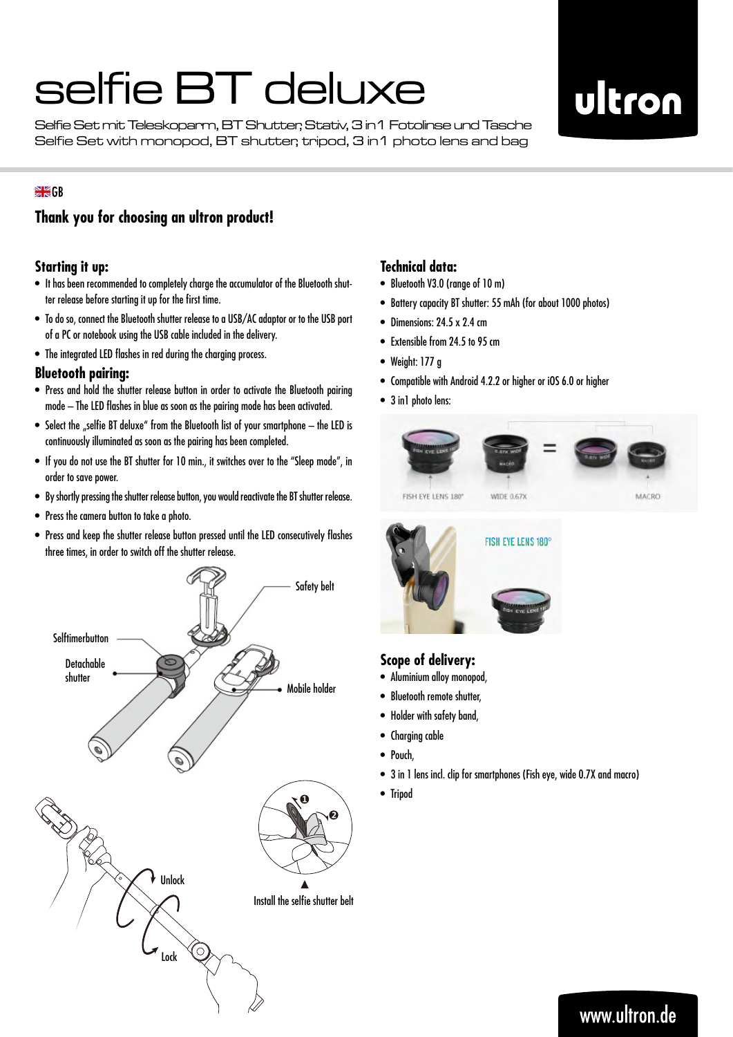# selfie BT deluxe

Selfie Set mit Teleskoparm, BT Shutter, Stativ, 3 in 1 Fotolinse und Tasche
Selfie Set with monopod, BT shutter, tripod, 3 in 1 photo lens and bag

ultron

GB

## Thank you for choosing an ultron product!

### Starting it up:

- It has been recommended to completely charge the accumulator of the Bluetooth shutter release before starting it up for the first time.
- To do so, connect the Bluetooth shutter release to a USB/AC adaptor or to the USB port of a PC or notebook using the USB cable included in the delivery.
- The integrated LED flashes in red during the charging process.

### Bluetooth pairing:

- Press and hold the shutter release button in order to activate the Bluetooth pairing mode – The LED flashes in blue as soon as the pairing mode has been activated.
- Select the „selfie BT deluxe" from the Bluetooth list of your smartphone – the LED is continuously illuminated as soon as the pairing has been completed.
- If you do not use the BT shutter for 10 min., it switches over to the "Sleep mode", in order to save power.
- By shortly pressing the shutter release button, you would reactivate the BT shutter release.
- Press the camera button to take a photo.
- Press and keep the shutter release button pressed until the LED consecutively flashes three times, in order to switch off the shutter release.

Safety belt

Selftimerbutton

Detachable shutter

Mobile holder

Unlock

Lock

Install the selfie shutter belt

### Technical data:

- Bluetooth V3.0 (range of 10 m)
- Battery capacity BT shutter: 55 mAh (for about 1000 photos)
- Dimensions: 24.5 x 2.4 cm
- Extensible from 24.5 to 95 cm
- Weight: 177 g
- Compatible with Android 4.2.2 or higher or iOS 6.0 or higher
- 3 in1 photo lens:

FISH EYE LENS 180° WIDE 0.67X MACRO

FISH EYE LENS 180°

### Scope of delivery:

- Aluminium alloy monopod,
- Bluetooth remote shutter,
- Holder with safety band,
- Charging cable
- Pouch,
- 3 in 1 lens incl. clip for smartphones (Fish eye, wide 0.7X and macro)
- Tripod

www.ultron.de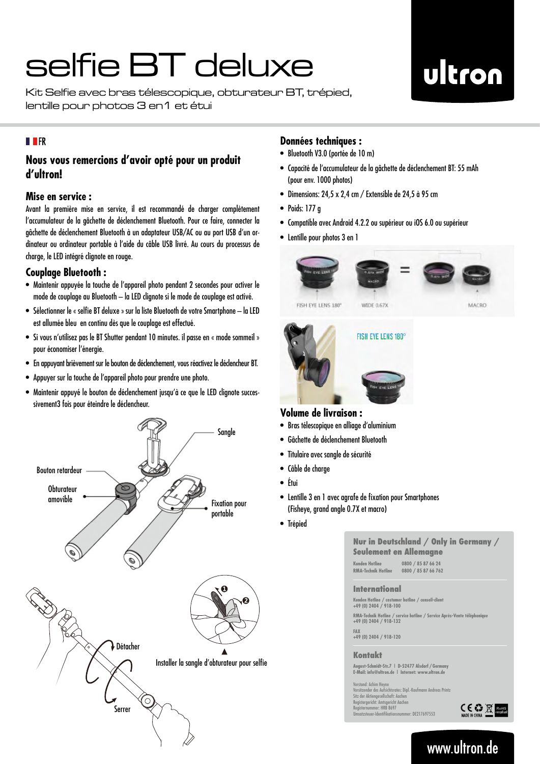# selfie BT deluxe

Kit Selfie avec bras télescopique, obturateur BT, trépied, lentille pour photos 3 en 1 et étui

ultron

FR

## Nous vous remercions d'avoir opté pour un produit d'ultron!

### Mise en service :

Avant la première mise en service, il est recommandé de charger complètement l'accumulateur de la gâchette de déclenchement Bluetooth. Pour ce faire, connecter la gâchette de déclenchement Bluetooth à un adaptateur USB/AC ou au port USB d'un ordinateur ou ordinateur portable à l'aide du câble USB livré. Au cours du processus de charge, le LED intégré clignote en rouge.

### Couplage Bluetooth :

- Maintenir appuyée la touche de l'appareil photo pendant 2 secondes pour activer le mode de couplage au Bluetooth – la LED clignote si le mode de couplage est activé.
- Sélectionner le « selfie BT deluxe » sur la liste Bluetooth de votre Smartphone – la LED est allumée bleu en continu dès que le couplage est effectué.
- Si vous n'utilisez pas le BT Shutter pendant 10 minutes. il passe en « mode sommeil » pour économiser l'énergie.
- En appuyant brièvement sur le bouton de déclenchement, vous réactivez le déclencheur BT.
- Appuyer sur la touche de l'appareil photo pour prendre une photo.
- Maintenir appuyé le bouton de déclenchement jusqu'à ce que le LED clignote successivement3 fois pour éteindre le déclencheur.

Sangle

Bouton retardeur

Obturateur amovible

Fixation pour portable

Détacher

Serrer

Installer la sangle d'obturateur pour selfie

### Données techniques :

- Bluetooth V3.0 (portée de 10 m)
- Capacité de l'accumulateur de la gâchette de déclenchement BT: 55 mAh (pour env. 1000 photos)
- Dimensions: 24,5 x 2,4 cm / Extensible de 24,5 à 95 cm
- Poids: 177 g
- Compatible avec Android 4.2.2 ou supérieur ou iOS 6.0 ou supérieur
- Lentille pour photos 3 en 1

FISH EYE LENS 180°

WIDE 0.67X

MACRO

FISH EYE LENS 180°

### Volume de livraison :

- Bras télescopique en alliage d'aluminium
- Gâchette de déclenchement Bluetooth
- Titulaire avec sangle de sécurité
- Câble de charge
- Étui
- Lentille 3 en 1 avec agrafe de fixation pour Smartphones (Fisheye, grand angle 0.7X et macro)
- Trépied

**Nur in Deutschland / Only in Germany / Seulement en Allemagne**

Kunden Hotline 0800 / 85 87 66 24
RMA-Technik Hotline 0800 / 85 87 66 762

**International**

Kunden Hotline / costumer hotline / conseil-client
+49 (0) 2404 / 918-100

RMA-Technik Hotline / service hotline / Service Après-Vente téléphonique
+49 (0) 2404 / 918-132

FAX
+49 (0) 2404 / 918-120

**Kontakt**

August-Schmidt-Str.7 | D-52477 Alsdorf / Germany
E-Mail: info@ultron.de | Internet: www.ultron.de

Vorstand: Achim Heyne
Vorsitzender des Aufsichtsrates: Dipl.-Kaufmann Andreas Printz
Sitz der Aktiengesellschaft: Aachen
Registergericht: Amtsgericht Aachen
Registernummer: HRB 8697
Umsatzsteuer-Identifikationsnummer: DE217697553

MADE IN CHINA

RoHS compliant

www.ultron.de